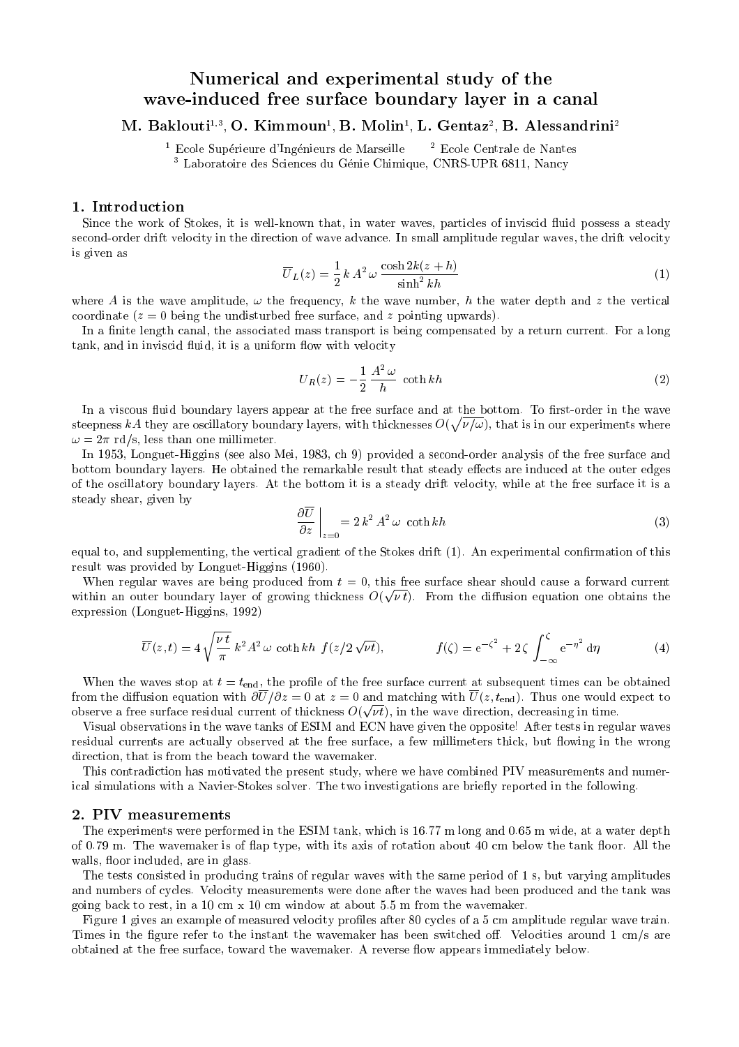# Numerical and experimental study of the wave-induced free surface boundary layer in a canal

**M. Baklouti[1,3], O. Kimmoun[1], B. Molin[1], L. Gentaz[2], B. Alessandrini[2]**

[1] Ecole Supérieure d'Ingénieurs de Marseille  [2] Ecole Centrale de Nantes
[3] Laboratoire des Sciences du Génie Chimique, CNRS-UPR 6811, Nancy

## 1. Introduction

Since the work of Stokes, it is well-known that, in water waves, particles of inviscid fluid possess a steady second-order drift velocity in the direction of wave advance. In small amplitude regular waves, the drift velocity is given as

$$\overline{U}_L(z) = \frac{1}{2}\, k\, A^2\, \omega\, \frac{\cosh 2k(z+h)}{\sinh^2 kh} \tag{1}$$

where $A$ is the wave amplitude, $\omega$ the frequency, $k$ the wave number, $h$ the water depth and $z$ the vertical coordinate ($z = 0$ being the undisturbed free surface, and $z$ pointing upwards).

In a finite length canal, the associated mass transport is being compensated by a return current. For a long tank, and in inviscid fluid, it is a uniform flow with velocity

$$U_R(z) = -\frac{1}{2}\,\frac{A^2\,\omega}{h}\,\coth kh \tag{2}$$

In a viscous fluid boundary layers appear at the free surface and at the bottom. To first-order in the wave steepness $kA$ they are oscillatory boundary layers, with thicknesses $O(\sqrt{\nu/\omega})$, that is in our experiments where $\omega = 2\pi$ rd/s, less than one millimeter.

In 1953, Longuet-Higgins (see also Mei, 1983, ch 9) provided a second-order analysis of the free surface and bottom boundary layers. He obtained the remarkable result that steady effects are induced at the outer edges of the oscillatory boundary layers. At the bottom it is a steady drift velocity, while at the free surface it is a steady shear, given by

$$\left.\frac{\partial \overline{U}}{\partial z}\right|_{z=0} = 2\, k^2\, A^2\, \omega\, \coth kh \tag{3}$$

equal to, and supplementing, the vertical gradient of the Stokes drift (1). An experimental confirmation of this result was provided by Longuet-Higgins (1960).

When regular waves are being produced from $t = 0$, this free surface shear should cause a forward current within an outer boundary layer of growing thickness $O(\sqrt{\nu\, t})$. From the diffusion equation one obtains the expression (Longuet-Higgins, 1992)

$$\overline{U}(z,t) = 4\,\sqrt{\frac{\nu\, t}{\pi}}\; k^2 A^2\, \omega\, \coth kh\;\; f(z/2\sqrt{\nu t}), \qquad\qquad f(\zeta) = \mathrm{e}^{-\zeta^2} + 2\,\zeta \int_{-\infty}^{\zeta} \mathrm{e}^{-\eta^2}\, \mathrm{d}\eta \tag{4}$$

When the waves stop at $t = t_{\mathrm{end}}$, the profile of the free surface current at subsequent times can be obtained from the diffusion equation with $\partial\overline{U}/\partial z = 0$ at $z = 0$ and matching with $\overline{U}(z, t_{\mathrm{end}})$. Thus one would expect to observe a free surface residual current of thickness $O(\sqrt{\nu t})$, in the wave direction, decreasing in time.

Visual observations in the wave tanks of ESIM and ECN have given the opposite! After tests in regular waves residual currents are actually observed at the free surface, a few millimeters thick, but flowing in the wrong direction, that is from the beach toward the wavemaker.

This contradiction has motivated the present study, where we have combined PIV measurements and numerical simulations with a Navier-Stokes solver. The two investigations are briefly reported in the following.

## 2. PIV measurements

The experiments were performed in the ESIM tank, which is 16.77 m long and 0.65 m wide, at a water depth of 0.79 m. The wavemaker is of flap type, with its axis of rotation about 40 cm below the tank floor. All the walls, floor included, are in glass.

The tests consisted in producing trains of regular waves with the same period of 1 s, but varying amplitudes and numbers of cycles. Velocity measurements were done after the waves had been produced and the tank was going back to rest, in a 10 cm x 10 cm window at about 5.5 m from the wavemaker.

Figure 1 gives an example of measured velocity profiles after 80 cycles of a 5 cm amplitude regular wave train. Times in the figure refer to the instant the wavemaker has been switched off. Velocities around 1 cm/s are obtained at the free surface, toward the wavemaker. A reverse flow appears immediately below.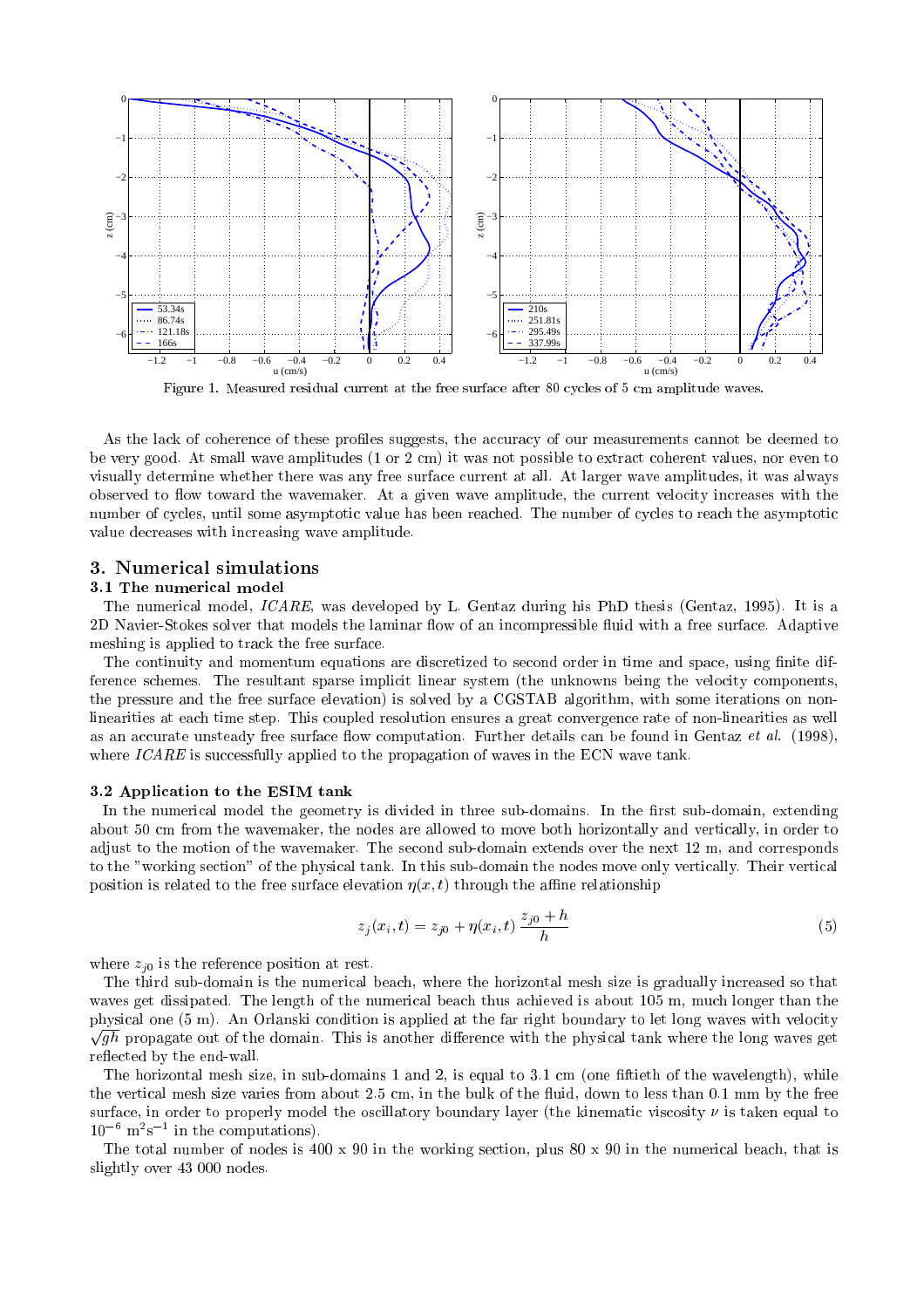Figure 1. Measured residual current at the free surface after 80 cycles of 5 cm amplitude waves.

As the lack of coherence of these profiles suggests, the accuracy of our measurements cannot be deemed to be very good. At small wave amplitudes (1 or 2 cm) it was not possible to extract coherent values, nor even to visually determine whether there was any free surface current at all. At larger wave amplitudes, it was always observed to flow toward the wavemaker. At a given wave amplitude, the current velocity increases with the number of cycles, until some asymptotic value has been reached. The number of cycles to reach the asymptotic value decreases with increasing wave amplitude.

## 3. Numerical simulations

### 3.1 The numerical model

The numerical model, *ICARE*, was developed by L. Gentaz during his PhD thesis (Gentaz, 1995). It is a 2D Navier-Stokes solver that models the laminar flow of an incompressible fluid with a free surface. Adaptive meshing is applied to track the free surface.

The continuity and momentum equations are discretized to second order in time and space, using finite difference schemes. The resultant sparse implicit linear system (the unknowns being the velocity components, the pressure and the free surface elevation) is solved by a CGSTAB algorithm, with some iterations on non-linearities at each time step. This coupled resolution ensures a great convergence rate of non-linearities as well as an accurate unsteady free surface flow computation. Further details can be found in Gentaz *et al.* (1998), where *ICARE* is successfully applied to the propagation of waves in the ECN wave tank.

### 3.2 Application to the ESIM tank

In the numerical model the geometry is divided in three sub-domains. In the first sub-domain, extending about 50 cm from the wavemaker, the nodes are allowed to move both horizontally and vertically, in order to adjust to the motion of the wavemaker. The second sub-domain extends over the next 12 m, and corresponds to the "working section" of the physical tank. In this sub-domain the nodes move only vertically. Their vertical position is related to the free surface elevation $\eta(x,t)$ through the affine relationship

$$z_j(x_i,t) = z_{j0} + \eta(x_i,t)\,\frac{z_{j0}+h}{h} \tag{5}$$

where $z_{j0}$ is the reference position at rest.

The third sub-domain is the numerical beach, where the horizontal mesh size is gradually increased so that waves get dissipated. The length of the numerical beach thus achieved is about 105 m, much longer than the physical one (5 m). An Orlanski condition is applied at the far right boundary to let long waves with velocity $\sqrt{gh}$ propagate out of the domain. This is another difference with the physical tank where the long waves get reflected by the end-wall.

The horizontal mesh size, in sub-domains 1 and 2, is equal to 3.1 cm (one fiftieth of the wavelength), while the vertical mesh size varies from about 2.5 cm, in the bulk of the fluid, down to less than 0.1 mm by the free surface, in order to properly model the oscillatory boundary layer (the kinematic viscosity $\nu$ is taken equal to $10^{-6}$ m$^2$s$^{-1}$ in the computations).

The total number of nodes is 400 x 90 in the working section, plus 80 x 90 in the numerical beach, that is slightly over 43 000 nodes.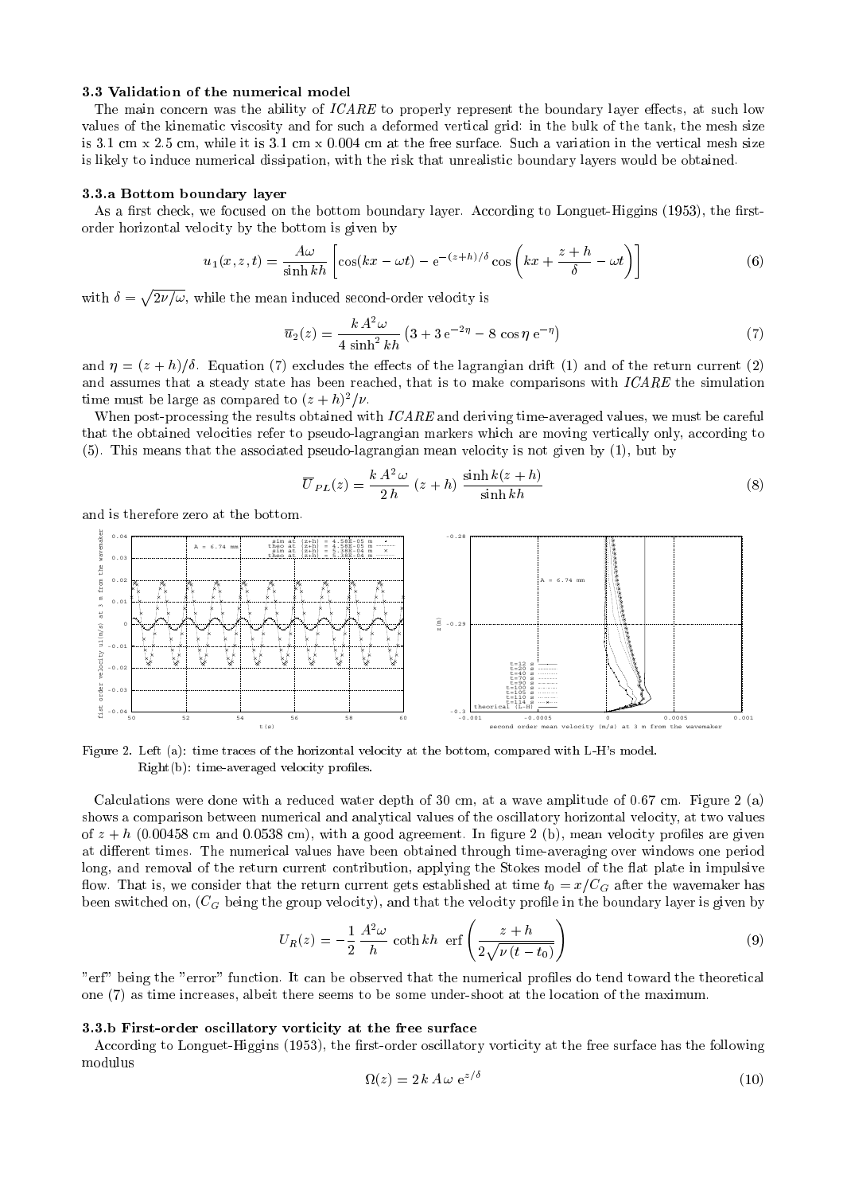### 3.3 Validation of the numerical model

The main concern was the ability of *ICARE* to properly represent the boundary layer effects, at such low values of the kinematic viscosity and for such a deformed vertical grid: in the bulk of the tank, the mesh size is 3.1 cm x 2.5 cm, while it is 3.1 cm x 0.004 cm at the free surface. Such a variation in the vertical mesh size is likely to induce numerical dissipation, with the risk that unrealistic boundary layers would be obtained.

### 3.3.a Bottom boundary layer

As a first check, we focused on the bottom boundary layer. According to Longuet-Higgins (1953), the first-order horizontal velocity by the bottom is given by

$$u_1(x,z,t) = \frac{A\omega}{\sinh kh}\left[\cos(kx-\omega t) - \mathrm{e}^{-(z+h)/\delta}\cos\left(kx + \frac{z+h}{\delta} - \omega t\right)\right] \tag{6}$$

with $\delta = \sqrt{2\nu/\omega}$, while the mean induced second-order velocity is

$$\overline{u}_2(z) = \frac{k\,A^2\omega}{4\sinh^2 kh}\left(3 + 3\,\mathrm{e}^{-2\eta} - 8\,\cos\eta\,\mathrm{e}^{-\eta}\right) \tag{7}$$

and $\eta = (z+h)/\delta$. Equation (7) excludes the effects of the lagrangian drift (1) and of the return current (2) and assumes that a steady state has been reached, that is to make comparisons with *ICARE* the simulation time must be large as compared to $(z+h)^2/\nu$.

When post-processing the results obtained with *ICARE* and deriving time-averaged values, we must be careful that the obtained velocities refer to pseudo-lagrangian markers which are moving vertically only, according to (5). This means that the associated pseudo-lagrangian mean velocity is not given by (1), but by

$$\overline{U}_{PL}(z) = \frac{k\,A^2\,\omega}{2\,h}\,(z+h)\,\frac{\sinh k(z+h)}{\sinh kh} \tag{8}$$

and is therefore zero at the bottom.

Figure 2. Left (a): time traces of the horizontal velocity at the bottom, compared with L-H's model. Right(b): time-averaged velocity profiles.

Calculations were done with a reduced water depth of 30 cm, at a wave amplitude of 0.67 cm. Figure 2 (a) shows a comparison between numerical and analytical values of the oscillatory horizontal velocity, at two values of $z+h$ (0.00458 cm and 0.0538 cm), with a good agreement. In figure 2 (b), mean velocity profiles are given at different times. The numerical values have been obtained through time-averaging over windows one period long, and removal of the return current contribution, applying the Stokes model of the flat plate in impulsive flow. That is, we consider that the return current gets established at time $t_0 = x/C_G$ after the wavemaker has been switched on, ($C_G$ being the group velocity), and that the velocity profile in the boundary layer is given by

$$U_R(z) = -\frac{1}{2}\,\frac{A^2\omega}{h}\,\coth kh\;\mathrm{erf}\left(\frac{z+h}{2\sqrt{\nu\,(t-t_0)}}\right) \tag{9}$$

"erf" being the "error" function. It can be observed that the numerical profiles do tend toward the theoretical one (7) as time increases, albeit there seems to be some under-shoot at the location of the maximum.

### 3.3.b First-order oscillatory vorticity at the free surface

According to Longuet-Higgins (1953), the first-order oscillatory vorticity at the free surface has the following modulus

$$\Omega(z) = 2\,k\,A\,\omega\,\mathrm{e}^{z/\delta} \tag{10}$$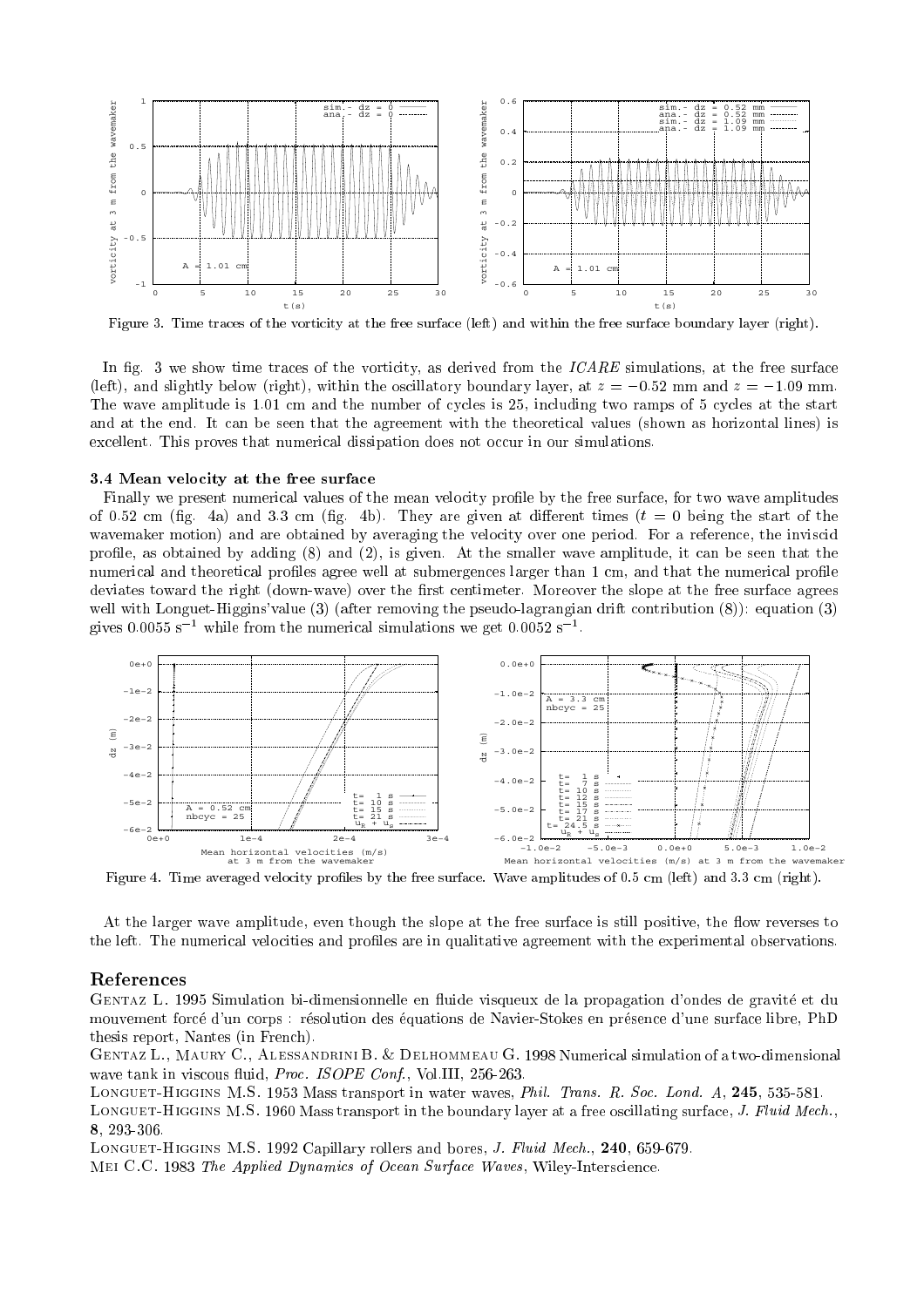Figure 3. Time traces of the vorticity at the free surface (left) and within the free surface boundary layer (right).

In fig. 3 we show time traces of the vorticity, as derived from the *ICARE* simulations, at the free surface (left), and slightly below (right), within the oscillatory boundary layer, at $z = -0.52$ mm and $z = -1.09$ mm. The wave amplitude is 1.01 cm and the number of cycles is 25, including two ramps of 5 cycles at the start and at the end. It can be seen that the agreement with the theoretical values (shown as horizontal lines) is excellent. This proves that numerical dissipation does not occur in our simulations.

### 3.4 Mean velocity at the free surface

Finally we present numerical values of the mean velocity profile by the free surface, for two wave amplitudes of 0.52 cm (fig. 4a) and 3.3 cm (fig. 4b). They are given at different times ($t = 0$ being the start of the wavemaker motion) and are obtained by averaging the velocity over one period. For a reference, the inviscid profile, as obtained by adding (8) and (2), is given. At the smaller wave amplitude, it can be seen that the numerical and theoretical profiles agree well at submergences larger than 1 cm, and that the numerical profile deviates toward the right (down-wave) over the first centimeter. Moreover the slope at the free surface agrees well with Longuet-Higgins'value (3) (after removing the pseudo-lagrangian drift contribution (8)): equation (3) gives 0.0055 $\mathrm{s}^{-1}$ while from the numerical simulations we get 0.0052 $\mathrm{s}^{-1}$.

Figure 4. Time averaged velocity profiles by the free surface. Wave amplitudes of 0.5 cm (left) and 3.3 cm (right).

At the larger wave amplitude, even though the slope at the free surface is still positive, the flow reverses to the left. The numerical velocities and profiles are in qualitative agreement with the experimental observations.

## References

Gentaz L. 1995 Simulation bi-dimensionnelle en fluide visqueux de la propagation d'ondes de gravité et du mouvement forcé d'un corps : résolution des équations de Navier-Stokes en présence d'une surface libre, PhD thesis report, Nantes (in French).

Gentaz L., Maury C., Alessandrini B. & Delhommeau G. 1998 Numerical simulation of a two-dimensional wave tank in viscous fluid, *Proc. ISOPE Conf.*, Vol.III, 256-263.

Longuet-Higgins M.S. 1953 Mass transport in water waves, *Phil. Trans. R. Soc. Lond. A*, **245**, 535-581.

Longuet-Higgins M.S. 1960 Mass transport in the boundary layer at a free oscillating surface, *J. Fluid Mech.*, **8**, 293-306.

Longuet-Higgins M.S. 1992 Capillary rollers and bores, *J. Fluid Mech.*, **240**, 659-679.

Mei C.C. 1983 *The Applied Dynamics of Ocean Surface Waves*, Wiley-Interscience.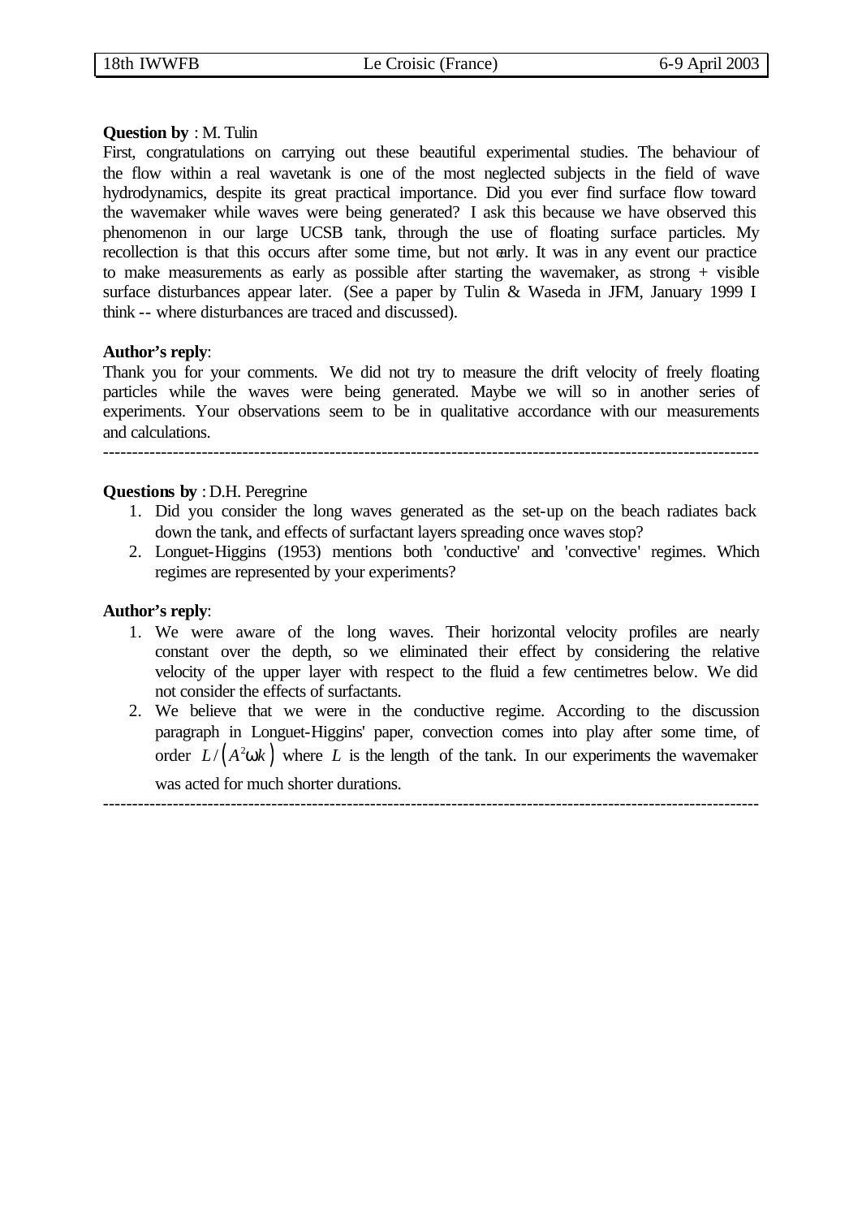**Question by** : M. Tulin

First, congratulations on carrying out these beautiful experimental studies. The behaviour of the flow within a real wavetank is one of the most neglected subjects in the field of wave hydrodynamics, despite its great practical importance. Did you ever find surface flow toward the wavemaker while waves were being generated? I ask this because we have observed this phenomenon in our large UCSB tank, through the use of floating surface particles. My recollection is that this occurs after some time, but not early. It was in any event our practice to make measurements as early as possible after starting the wavemaker, as strong + visible surface disturbances appear later. (See a paper by Tulin & Waseda in JFM, January 1999 I think -- where disturbances are traced and discussed).

**Author's reply**:

Thank you for your comments. We did not try to measure the drift velocity of freely floating particles while the waves were being generated. Maybe we will so in another series of experiments. Your observations seem to be in qualitative accordance with our measurements and calculations.

---

**Questions by** : D.H. Peregrine

1. Did you consider the long waves generated as the set-up on the beach radiates back down the tank, and effects of surfactant layers spreading once waves stop?
2. Longuet-Higgins (1953) mentions both 'conductive' and 'convective' regimes. Which regimes are represented by your experiments?

**Author's reply**:

1. We were aware of the long waves. Their horizontal velocity profiles are nearly constant over the depth, so we eliminated their effect by considering the relative velocity of the upper layer with respect to the fluid a few centimetres below. We did not consider the effects of surfactants.
2. We believe that we were in the conductive regime. According to the discussion paragraph in Longuet-Higgins' paper, convection comes into play after some time, of order $L/\left(A^2\omega k\right)$ where $L$ is the length of the tank. In our experiments the wavemaker was acted for much shorter durations.

---